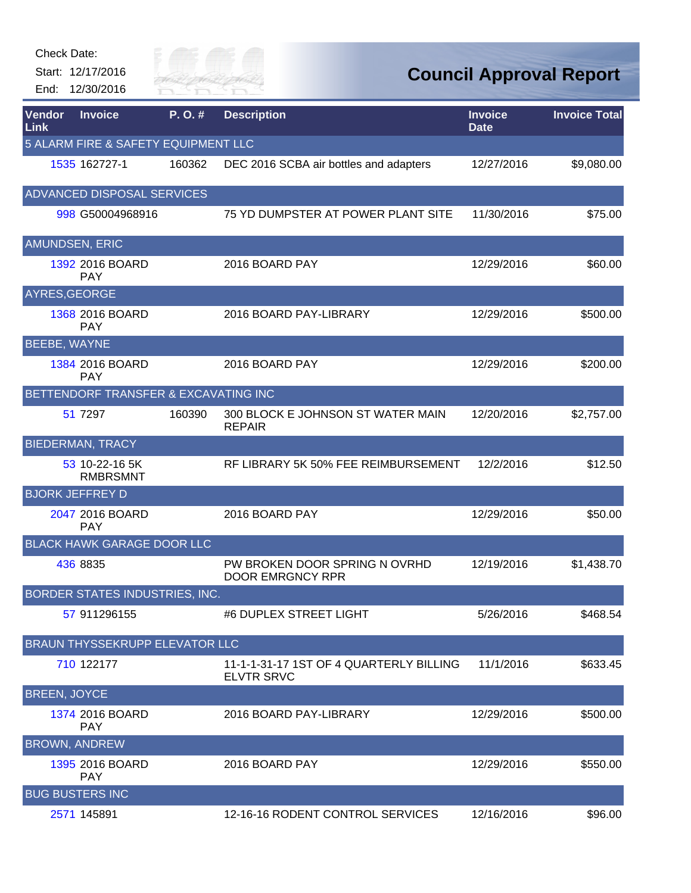Check Date:

Start: 12/17/2016

End: 12/30/2016

# Council Approval Report

| Vendor Link | Invoice | P. O. # | Description | Invoice Date | Invoice Total |
|---|---|---|---|---|---|
| 5 ALARM FIRE & SAFETY EQUIPMENT LLC | | | | | |
| 1535 | 162727-1 | 160362 | DEC 2016 SCBA air bottles and adapters | 12/27/2016 | $9,080.00 |
| ADVANCED DISPOSAL SERVICES | | | | | |
| 998 | G50004968916 | | 75 YD DUMPSTER AT POWER PLANT SITE | 11/30/2016 | $75.00 |
| AMUNDSEN, ERIC | | | | | |
| 1392 | 2016 BOARD PAY | | 2016 BOARD PAY | 12/29/2016 | $60.00 |
| AYRES,GEORGE | | | | | |
| 1368 | 2016 BOARD PAY | | 2016 BOARD PAY-LIBRARY | 12/29/2016 | $500.00 |
| BEEBE, WAYNE | | | | | |
| 1384 | 2016 BOARD PAY | | 2016 BOARD PAY | 12/29/2016 | $200.00 |
| BETTENDORF TRANSFER & EXCAVATING INC | | | | | |
| 51 | 7297 | 160390 | 300 BLOCK E JOHNSON ST WATER MAIN REPAIR | 12/20/2016 | $2,757.00 |
| BIEDERMAN, TRACY | | | | | |
| 53 | 10-22-16 5K RMBRSMNT | | RF LIBRARY 5K 50% FEE REIMBURSEMENT | 12/2/2016 | $12.50 |
| BJORK JEFFREY D | | | | | |
| 2047 | 2016 BOARD PAY | | 2016 BOARD PAY | 12/29/2016 | $50.00 |
| BLACK HAWK GARAGE DOOR LLC | | | | | |
| 436 | 8835 | | PW BROKEN DOOR SPRING N OVRHD DOOR EMRGNCY RPR | 12/19/2016 | $1,438.70 |
| BORDER STATES INDUSTRIES, INC. | | | | | |
| 57 | 911296155 | | #6 DUPLEX STREET LIGHT | 5/26/2016 | $468.54 |
| BRAUN THYSSEKRUPP ELEVATOR LLC | | | | | |
| 710 | 122177 | | 11-1-1-31-17 1ST OF 4 QUARTERLY BILLING ELVTR SRVC | 11/1/2016 | $633.45 |
| BREEN, JOYCE | | | | | |
| 1374 | 2016 BOARD PAY | | 2016 BOARD PAY-LIBRARY | 12/29/2016 | $500.00 |
| BROWN, ANDREW | | | | | |
| 1395 | 2016 BOARD PAY | | 2016 BOARD PAY | 12/29/2016 | $550.00 |
| BUG BUSTERS INC | | | | | |
| 2571 | 145891 | | 12-16-16 RODENT CONTROL SERVICES | 12/16/2016 | $96.00 |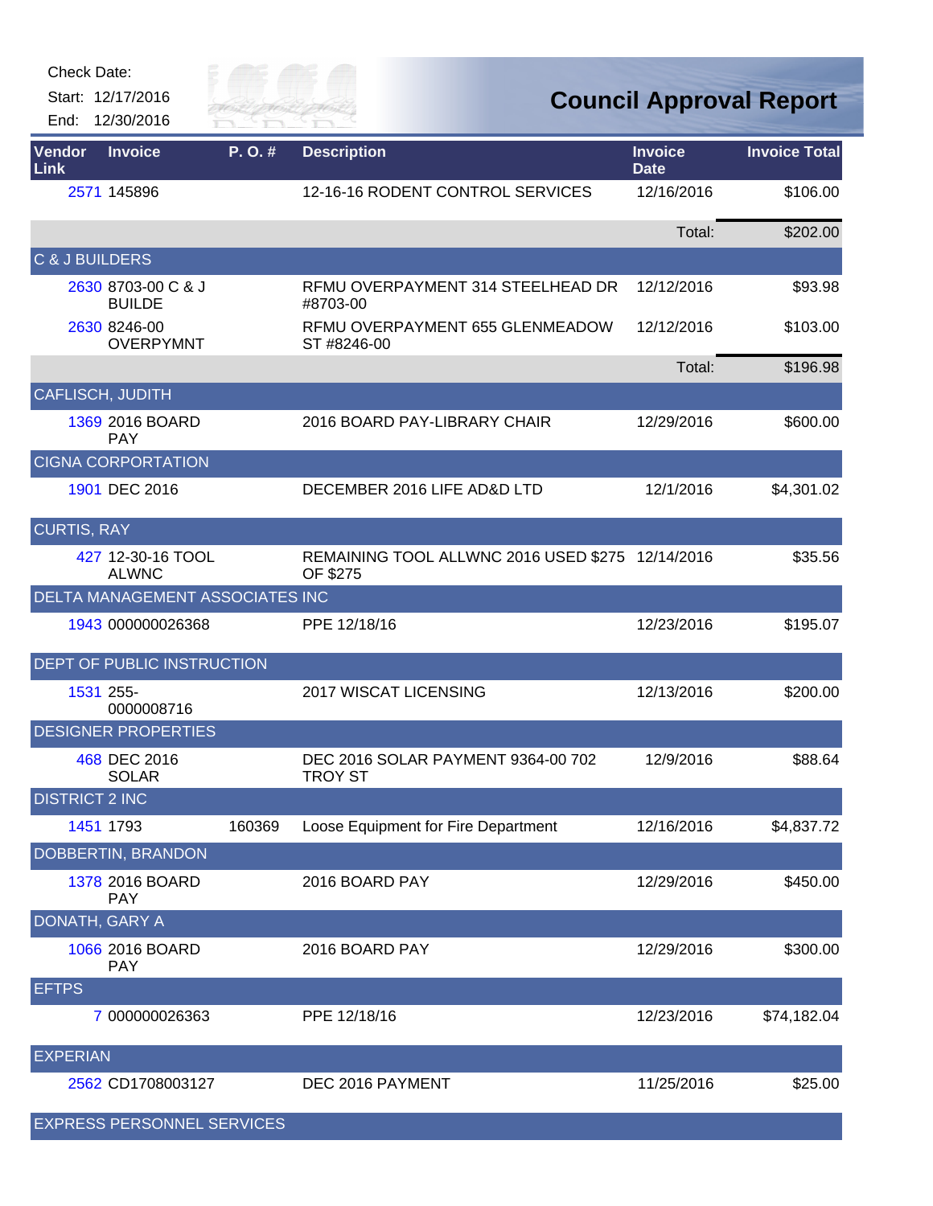Check Date:

Start: 12/17/2016

End: 12/30/2016

# Council Approval Report

| Vendor Link | Invoice | P. O. # | Description | Invoice Date | Invoice Total |
|---|---|---|---|---|---|
| 2571 | 145896 | | 12-16-16 RODENT CONTROL SERVICES | 12/16/2016 | $106.00 |
| | | | | Total: | $202.00 |
| C & J BUILDERS | | | | | |
| 2630 | 8703-00 C & J BUILDE | | RFMU OVERPAYMENT 314 STEELHEAD DR #8703-00 | 12/12/2016 | $93.98 |
| 2630 | 8246-00 OVERPYMNT | | RFMU OVERPAYMENT 655 GLENMEADOW ST #8246-00 | 12/12/2016 | $103.00 |
| | | | | Total: | $196.98 |
| CAFLISCH, JUDITH | | | | | |
| 1369 | 2016 BOARD PAY | | 2016 BOARD PAY-LIBRARY CHAIR | 12/29/2016 | $600.00 |
| CIGNA CORPORTATION | | | | | |
| 1901 | DEC 2016 | | DECEMBER 2016 LIFE AD&D LTD | 12/1/2016 | $4,301.02 |
| CURTIS, RAY | | | | | |
| 427 | 12-30-16 TOOL ALWNC | | REMAINING TOOL ALLWNC 2016 USED $275 OF $275 | 12/14/2016 | $35.56 |
| DELTA MANAGEMENT ASSOCIATES INC | | | | | |
| 1943 | 000000026368 | | PPE 12/18/16 | 12/23/2016 | $195.07 |
| DEPT OF PUBLIC INSTRUCTION | | | | | |
| 1531 | 255-0000008716 | | 2017 WISCAT LICENSING | 12/13/2016 | $200.00 |
| DESIGNER PROPERTIES | | | | | |
| 468 | DEC 2016 SOLAR | | DEC 2016 SOLAR PAYMENT 9364-00 702 TROY ST | 12/9/2016 | $88.64 |
| DISTRICT 2 INC | | | | | |
| 1451 | 1793 | 160369 | Loose Equipment for Fire Department | 12/16/2016 | $4,837.72 |
| DOBBERTIN, BRANDON | | | | | |
| 1378 | 2016 BOARD PAY | | 2016 BOARD PAY | 12/29/2016 | $450.00 |
| DONATH, GARY A | | | | | |
| 1066 | 2016 BOARD PAY | | 2016 BOARD PAY | 12/29/2016 | $300.00 |
| EFTPS | | | | | |
| 7 | 000000026363 | | PPE 12/18/16 | 12/23/2016 | $74,182.04 |
| EXPERIAN | | | | | |
| 2562 | CD1708003127 | | DEC 2016 PAYMENT | 11/25/2016 | $25.00 |
| EXPRESS PERSONNEL SERVICES | | | | | |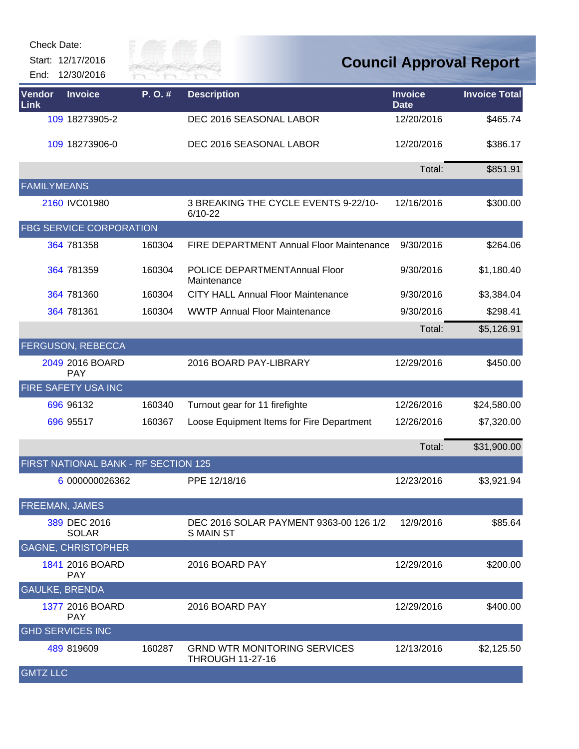Check Date:

Start: 12/17/2016

End: 12/30/2016

# Council Approval Report

| Vendor Link | Invoice | P. O. # | Description | Invoice Date | Invoice Total |
|---|---|---|---|---|---|
| 109 | 18273905-2 | | DEC 2016 SEASONAL LABOR | 12/20/2016 | $465.74 |
| 109 | 18273906-0 | | DEC 2016 SEASONAL LABOR | 12/20/2016 | $386.17 |
| | | | | Total: | $851.91 |
| FAMILYMEANS | | | | | |
| 2160 | IVC01980 | | 3 BREAKING THE CYCLE EVENTS 9-22/10-6/10-22 | 12/16/2016 | $300.00 |
| FBG SERVICE CORPORATION | | | | | |
| 364 | 781358 | 160304 | FIRE DEPARTMENT Annual Floor Maintenance | 9/30/2016 | $264.06 |
| 364 | 781359 | 160304 | POLICE DEPARTMENTAnnual Floor Maintenance | 9/30/2016 | $1,180.40 |
| 364 | 781360 | 160304 | CITY HALL Annual Floor Maintenance | 9/30/2016 | $3,384.04 |
| 364 | 781361 | 160304 | WWTP Annual Floor Maintenance | 9/30/2016 | $298.41 |
| | | | | Total: | $5,126.91 |
| FERGUSON, REBECCA | | | | | |
| 2049 | 2016 BOARD PAY | | 2016 BOARD PAY-LIBRARY | 12/29/2016 | $450.00 |
| FIRE SAFETY USA INC | | | | | |
| 696 | 96132 | 160340 | Turnout gear for 11 firefighte | 12/26/2016 | $24,580.00 |
| 696 | 95517 | 160367 | Loose Equipment Items for Fire Department | 12/26/2016 | $7,320.00 |
| | | | | Total: | $31,900.00 |
| FIRST NATIONAL BANK - RF SECTION 125 | | | | | |
| 6 | 000000026362 | | PPE 12/18/16 | 12/23/2016 | $3,921.94 |
| FREEMAN, JAMES | | | | | |
| 389 | DEC 2016 SOLAR | | DEC 2016 SOLAR PAYMENT 9363-00 126 1/2 S MAIN ST | 12/9/2016 | $85.64 |
| GAGNE, CHRISTOPHER | | | | | |
| 1841 | 2016 BOARD PAY | | 2016 BOARD PAY | 12/29/2016 | $200.00 |
| GAULKE, BRENDA | | | | | |
| 1377 | 2016 BOARD PAY | | 2016 BOARD PAY | 12/29/2016 | $400.00 |
| GHD SERVICES INC | | | | | |
| 489 | 819609 | 160287 | GRND WTR MONITORING SERVICES THROUGH 11-27-16 | 12/13/2016 | $2,125.50 |
| GMTZ LLC | | | | | |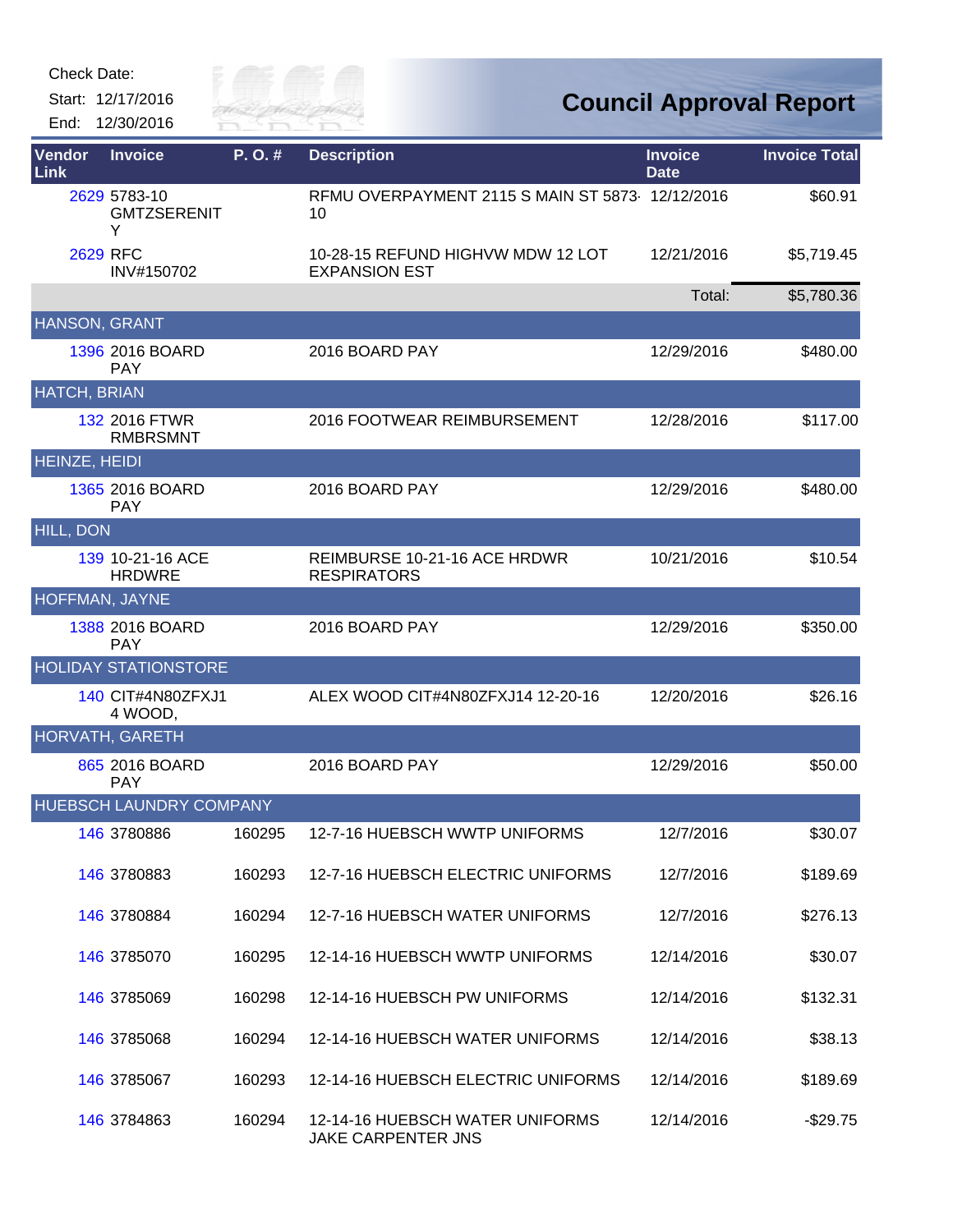Check Date:

Start: 12/17/2016

End: 12/30/2016

# Council Approval Report

| Vendor Link | Invoice | P. O. # | Description | Invoice Date | Invoice Total |
|---|---|---|---|---|---|
| 2629 | 5783-10 GMTZSERENITY | | RFMU OVERPAYMENT 2115 S MAIN ST 5873-10 | 12/12/2016 | $60.91 |
| 2629 | RFC INV#150702 | | 10-28-15 REFUND HIGHVW MDW 12 LOT EXPANSION EST | 12/21/2016 | $5,719.45 |
| | | | | Total: | $5,780.36 |
| **HANSON, GRANT** | | | | | |
| 1396 | 2016 BOARD PAY | | 2016 BOARD PAY | 12/29/2016 | $480.00 |
| **HATCH, BRIAN** | | | | | |
| 132 | 2016 FTWR RMBRSMNT | | 2016 FOOTWEAR REIMBURSEMENT | 12/28/2016 | $117.00 |
| **HEINZE, HEIDI** | | | | | |
| 1365 | 2016 BOARD PAY | | 2016 BOARD PAY | 12/29/2016 | $480.00 |
| **HILL, DON** | | | | | |
| 139 | 10-21-16 ACE HRDWRE | | REIMBURSE 10-21-16 ACE HRDWR RESPIRATORS | 10/21/2016 | $10.54 |
| **HOFFMAN, JAYNE** | | | | | |
| 1388 | 2016 BOARD PAY | | 2016 BOARD PAY | 12/29/2016 | $350.00 |
| **HOLIDAY STATIONSTORE** | | | | | |
| 140 | CIT#4N80ZFXJ14 WOOD, | | ALEX WOOD CIT#4N80ZFXJ14 12-20-16 | 12/20/2016 | $26.16 |
| **HORVATH, GARETH** | | | | | |
| 865 | 2016 BOARD PAY | | 2016 BOARD PAY | 12/29/2016 | $50.00 |
| **HUEBSCH LAUNDRY COMPANY** | | | | | |
| 146 | 3780886 | 160295 | 12-7-16 HUEBSCH WWTP UNIFORMS | 12/7/2016 | $30.07 |
| 146 | 3780883 | 160293 | 12-7-16 HUEBSCH ELECTRIC UNIFORMS | 12/7/2016 | $189.69 |
| 146 | 3780884 | 160294 | 12-7-16 HUEBSCH WATER UNIFORMS | 12/7/2016 | $276.13 |
| 146 | 3785070 | 160295 | 12-14-16 HUEBSCH WWTP UNIFORMS | 12/14/2016 | $30.07 |
| 146 | 3785069 | 160298 | 12-14-16 HUEBSCH PW UNIFORMS | 12/14/2016 | $132.31 |
| 146 | 3785068 | 160294 | 12-14-16 HUEBSCH WATER UNIFORMS | 12/14/2016 | $38.13 |
| 146 | 3785067 | 160293 | 12-14-16 HUEBSCH ELECTRIC UNIFORMS | 12/14/2016 | $189.69 |
| 146 | 3784863 | 160294 | 12-14-16 HUEBSCH WATER UNIFORMS JAKE CARPENTER JNS | 12/14/2016 | -$29.75 |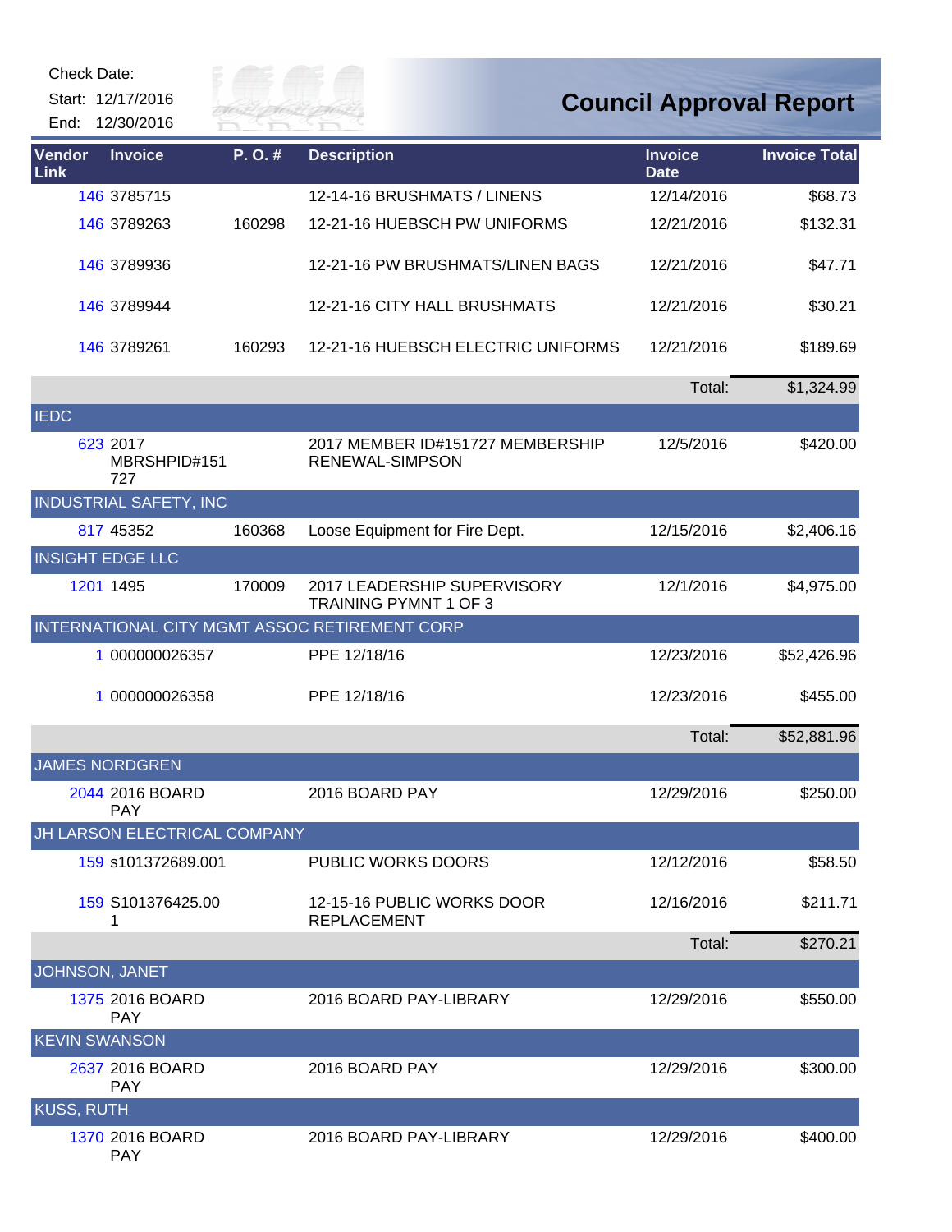Check Date:

Start: 12/17/2016

End: 12/30/2016

# Council Approval Report

| Vendor Link | Invoice | P. O. # | Description | Invoice Date | Invoice Total |
|---|---|---|---|---|---|
| 146 | 3785715 | | 12-14-16 BRUSHMATS / LINENS | 12/14/2016 | $68.73 |
| 146 | 3789263 | 160298 | 12-21-16 HUEBSCH PW UNIFORMS | 12/21/2016 | $132.31 |
| 146 | 3789936 | | 12-21-16 PW BRUSHMATS/LINEN BAGS | 12/21/2016 | $47.71 |
| 146 | 3789944 | | 12-21-16 CITY HALL BRUSHMATS | 12/21/2016 | $30.21 |
| 146 | 3789261 | 160293 | 12-21-16 HUEBSCH ELECTRIC UNIFORMS | 12/21/2016 | $189.69 |
| | | | | Total: | $1,324.99 |
| **IEDC** | | | | | |
| 623 | 2017 MBRSHPID#151727 | | 2017 MEMBER ID#151727 MEMBERSHIP RENEWAL-SIMPSON | 12/5/2016 | $420.00 |
| **INDUSTRIAL SAFETY, INC** | | | | | |
| 817 | 45352 | 160368 | Loose Equipment for Fire Dept. | 12/15/2016 | $2,406.16 |
| **INSIGHT EDGE LLC** | | | | | |
| 1201 | 1495 | 170009 | 2017 LEADERSHIP SUPERVISORY TRAINING PYMNT 1 OF 3 | 12/1/2016 | $4,975.00 |
| **INTERNATIONAL CITY MGMT ASSOC RETIREMENT CORP** | | | | | |
| 1 | 000000026357 | | PPE 12/18/16 | 12/23/2016 | $52,426.96 |
| 1 | 000000026358 | | PPE 12/18/16 | 12/23/2016 | $455.00 |
| | | | | Total: | $52,881.96 |
| **JAMES NORDGREN** | | | | | |
| 2044 | 2016 BOARD PAY | | 2016 BOARD PAY | 12/29/2016 | $250.00 |
| **JH LARSON ELECTRICAL COMPANY** | | | | | |
| 159 | s101372689.001 | | PUBLIC WORKS DOORS | 12/12/2016 | $58.50 |
| 159 | S101376425.001 | | 12-15-16 PUBLIC WORKS DOOR REPLACEMENT | 12/16/2016 | $211.71 |
| | | | | Total: | $270.21 |
| **JOHNSON, JANET** | | | | | |
| 1375 | 2016 BOARD PAY | | 2016 BOARD PAY-LIBRARY | 12/29/2016 | $550.00 |
| **KEVIN SWANSON** | | | | | |
| 2637 | 2016 BOARD PAY | | 2016 BOARD PAY | 12/29/2016 | $300.00 |
| **KUSS, RUTH** | | | | | |
| 1370 | 2016 BOARD PAY | | 2016 BOARD PAY-LIBRARY | 12/29/2016 | $400.00 |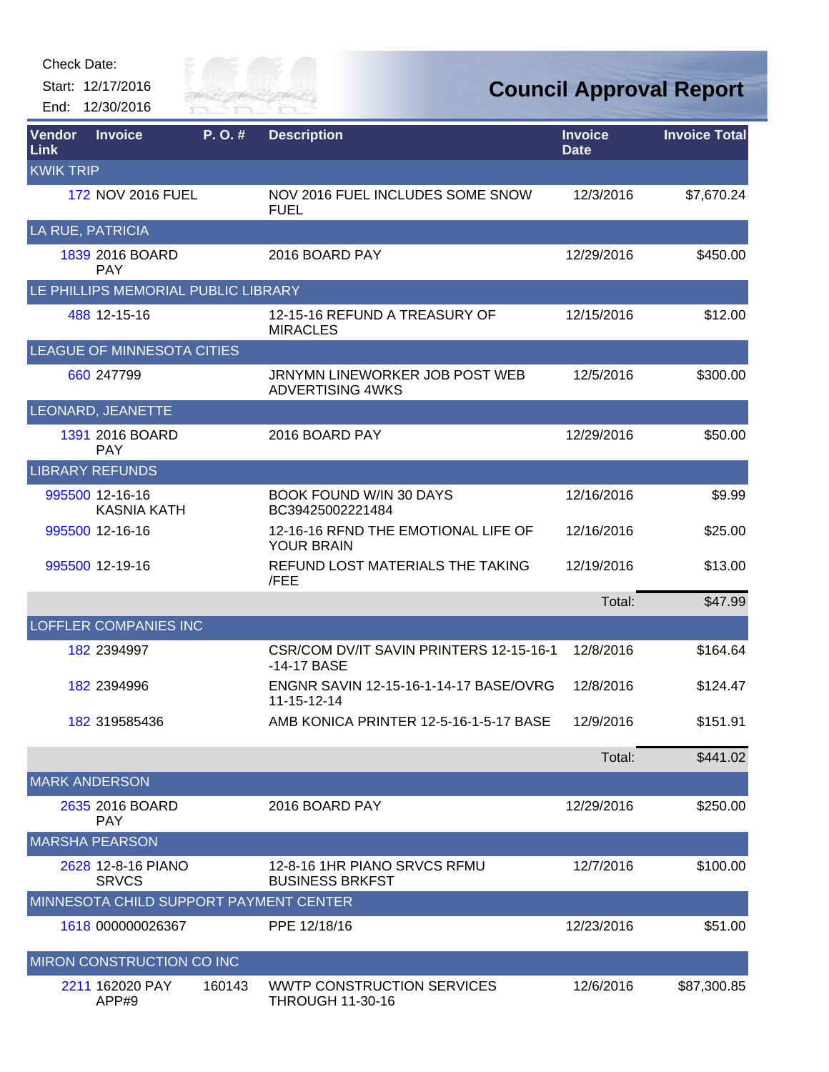Check Date:

Start: 12/17/2016

End: 12/30/2016

# Council Approval Report

| Vendor Link | Invoice | P. O. # | Description | Invoice Date | Invoice Total |
|---|---|---|---|---|---|
| **KWIK TRIP** | | | | | |
| 172 | NOV 2016 FUEL | | NOV 2016 FUEL INCLUDES SOME SNOW FUEL | 12/3/2016 | $7,670.24 |
| **LA RUE, PATRICIA** | | | | | |
| 1839 | 2016 BOARD PAY | | 2016 BOARD PAY | 12/29/2016 | $450.00 |
| **LE PHILLIPS MEMORIAL PUBLIC LIBRARY** | | | | | |
| 488 | 12-15-16 | | 12-15-16 REFUND A TREASURY OF MIRACLES | 12/15/2016 | $12.00 |
| **LEAGUE OF MINNESOTA CITIES** | | | | | |
| 660 | 247799 | | JRNYMN LINEWORKER JOB POST WEB ADVERTISING 4WKS | 12/5/2016 | $300.00 |
| **LEONARD, JEANETTE** | | | | | |
| 1391 | 2016 BOARD PAY | | 2016 BOARD PAY | 12/29/2016 | $50.00 |
| **LIBRARY REFUNDS** | | | | | |
| 995500 | 12-16-16 KASNIA KATH | | BOOK FOUND W/IN 30 DAYS BC39425002221484 | 12/16/2016 | $9.99 |
| 995500 | 12-16-16 | | 12-16-16 RFND THE EMOTIONAL LIFE OF YOUR BRAIN | 12/16/2016 | $25.00 |
| 995500 | 12-19-16 | | REFUND LOST MATERIALS THE TAKING /FEE | 12/19/2016 | $13.00 |
| | | | | Total: | $47.99 |
| **LOFFLER COMPANIES INC** | | | | | |
| 182 | 2394997 | | CSR/COM DV/IT SAVIN PRINTERS 12-15-16-1-14-17 BASE | 12/8/2016 | $164.64 |
| 182 | 2394996 | | ENGNR SAVIN 12-15-16-1-14-17 BASE/OVRG 11-15-12-14 | 12/8/2016 | $124.47 |
| 182 | 319585436 | | AMB KONICA PRINTER 12-5-16-1-5-17 BASE | 12/9/2016 | $151.91 |
| | | | | Total: | $441.02 |
| **MARK ANDERSON** | | | | | |
| 2635 | 2016 BOARD PAY | | 2016 BOARD PAY | 12/29/2016 | $250.00 |
| **MARSHA PEARSON** | | | | | |
| 2628 | 12-8-16 PIANO SRVCS | | 12-8-16 1HR PIANO SRVCS RFMU BUSINESS BRKFST | 12/7/2016 | $100.00 |
| **MINNESOTA CHILD SUPPORT PAYMENT CENTER** | | | | | |
| 1618 | 000000026367 | | PPE 12/18/16 | 12/23/2016 | $51.00 |
| **MIRON CONSTRUCTION CO INC** | | | | | |
| 2211 | 162020 PAY APP#9 | 160143 | WWTP CONSTRUCTION SERVICES THROUGH 11-30-16 | 12/6/2016 | $87,300.85 |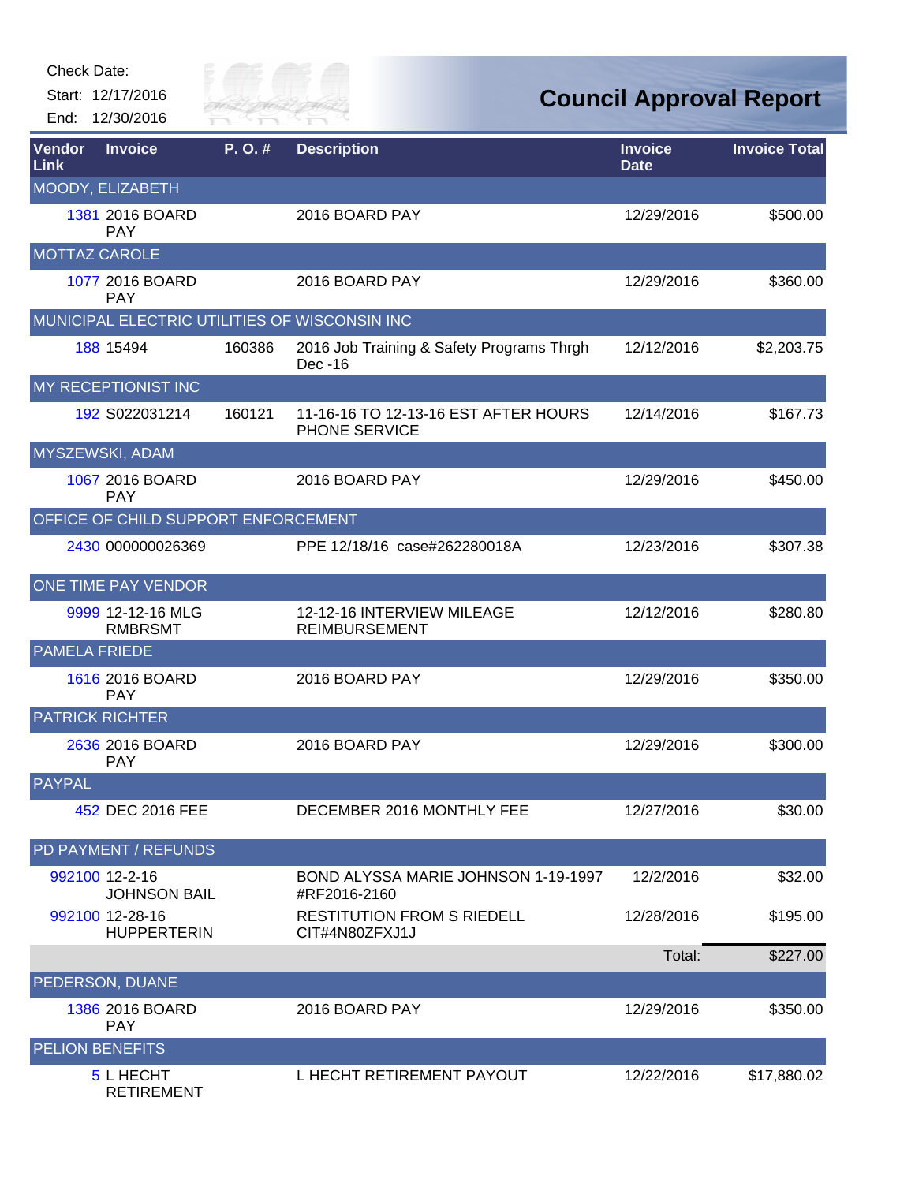Check Date:

Start: 12/17/2016

End: 12/30/2016

# Council Approval Report

| Vendor Link | Invoice | P. O. # | Description | Invoice Date | Invoice Total |
|---|---|---|---|---|---|
| **MOODY, ELIZABETH** | | | | | |
| 1381 | 2016 BOARD PAY | | 2016 BOARD PAY | 12/29/2016 | $500.00 |
| **MOTTAZ CAROLE** | | | | | |
| 1077 | 2016 BOARD PAY | | 2016 BOARD PAY | 12/29/2016 | $360.00 |
| **MUNICIPAL ELECTRIC UTILITIES OF WISCONSIN INC** | | | | | |
| 188 | 15494 | 160386 | 2016 Job Training & Safety Programs Thrgh Dec -16 | 12/12/2016 | $2,203.75 |
| **MY RECEPTIONIST INC** | | | | | |
| 192 | S022031214 | 160121 | 11-16-16 TO 12-13-16 EST AFTER HOURS PHONE SERVICE | 12/14/2016 | $167.73 |
| **MYSZEWSKI, ADAM** | | | | | |
| 1067 | 2016 BOARD PAY | | 2016 BOARD PAY | 12/29/2016 | $450.00 |
| **OFFICE OF CHILD SUPPORT ENFORCEMENT** | | | | | |
| 2430 | 000000026369 | | PPE 12/18/16 case#262280018A | 12/23/2016 | $307.38 |
| **ONE TIME PAY VENDOR** | | | | | |
| 9999 | 12-12-16 MLG RMBRSMT | | 12-12-16 INTERVIEW MILEAGE REIMBURSEMENT | 12/12/2016 | $280.80 |
| **PAMELA FRIEDE** | | | | | |
| 1616 | 2016 BOARD PAY | | 2016 BOARD PAY | 12/29/2016 | $350.00 |
| **PATRICK RICHTER** | | | | | |
| 2636 | 2016 BOARD PAY | | 2016 BOARD PAY | 12/29/2016 | $300.00 |
| **PAYPAL** | | | | | |
| 452 | DEC 2016 FEE | | DECEMBER 2016 MONTHLY FEE | 12/27/2016 | $30.00 |
| **PD PAYMENT / REFUNDS** | | | | | |
| 992100 | 12-2-16 JOHNSON BAIL | | BOND ALYSSA MARIE JOHNSON 1-19-1997 #RF2016-2160 | 12/2/2016 | $32.00 |
| 992100 | 12-28-16 HUPPERTERIN | | RESTITUTION FROM S RIEDELL CIT#4N80ZFXJ1J | 12/28/2016 | $195.00 |
| | | | | Total: | $227.00 |
| **PEDERSON, DUANE** | | | | | |
| 1386 | 2016 BOARD PAY | | 2016 BOARD PAY | 12/29/2016 | $350.00 |
| **PELION BENEFITS** | | | | | |
| 5 | L HECHT RETIREMENT | | L HECHT RETIREMENT PAYOUT | 12/22/2016 | $17,880.02 |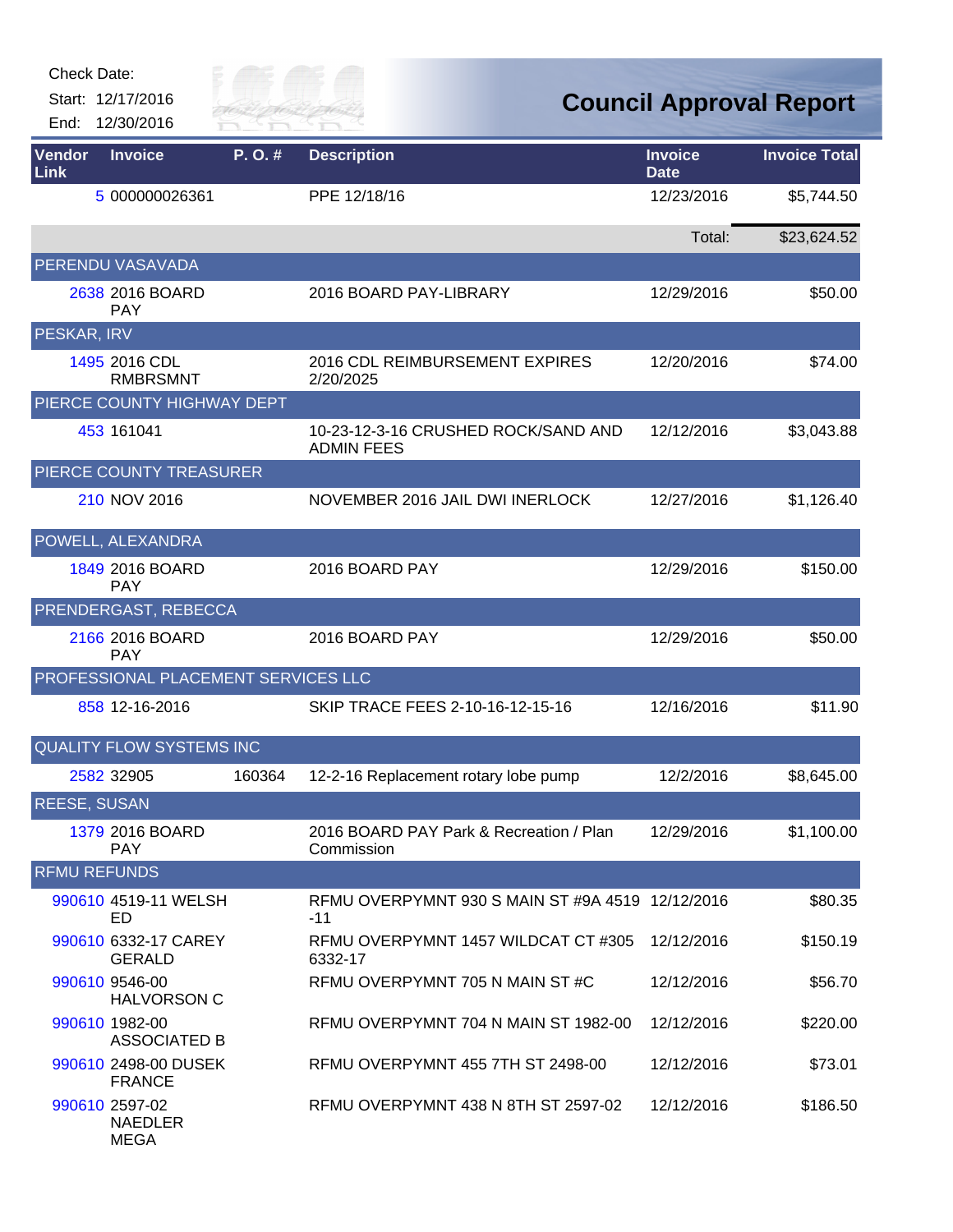Check Date:

Start: 12/17/2016

End: 12/30/2016

# Council Approval Report

| Vendor Link | Invoice | P. O. # | Description | Invoice Date | Invoice Total |
|---|---|---|---|---|---|
| 5 | 000000026361 | | PPE 12/18/16 | 12/23/2016 | $5,744.50 |
| | | | | Total: | $23,624.52 |
| PERENDU VASAVADA | | | | | |
| 2638 | 2016 BOARD PAY | | 2016 BOARD PAY-LIBRARY | 12/29/2016 | $50.00 |
| PESKAR, IRV | | | | | |
| 1495 | 2016 CDL RMBRSMNT | | 2016 CDL REIMBURSEMENT EXPIRES 2/20/2025 | 12/20/2016 | $74.00 |
| PIERCE COUNTY HIGHWAY DEPT | | | | | |
| 453 | 161041 | | 10-23-12-3-16 CRUSHED ROCK/SAND AND ADMIN FEES | 12/12/2016 | $3,043.88 |
| PIERCE COUNTY TREASURER | | | | | |
| 210 | NOV 2016 | | NOVEMBER 2016 JAIL DWI INERLOCK | 12/27/2016 | $1,126.40 |
| POWELL, ALEXANDRA | | | | | |
| 1849 | 2016 BOARD PAY | | 2016 BOARD PAY | 12/29/2016 | $150.00 |
| PRENDERGAST, REBECCA | | | | | |
| 2166 | 2016 BOARD PAY | | 2016 BOARD PAY | 12/29/2016 | $50.00 |
| PROFESSIONAL PLACEMENT SERVICES LLC | | | | | |
| 858 | 12-16-2016 | | SKIP TRACE FEES 2-10-16-12-15-16 | 12/16/2016 | $11.90 |
| QUALITY FLOW SYSTEMS INC | | | | | |
| 2582 | 32905 | 160364 | 12-2-16 Replacement rotary lobe pump | 12/2/2016 | $8,645.00 |
| REESE, SUSAN | | | | | |
| 1379 | 2016 BOARD PAY | | 2016 BOARD PAY Park & Recreation / Plan Commission | 12/29/2016 | $1,100.00 |
| RFMU REFUNDS | | | | | |
| 990610 | 4519-11 WELSH ED | | RFMU OVERPYMNT 930 S MAIN ST #9A 4519-11 | 12/12/2016 | $80.35 |
| 990610 | 6332-17 CAREY GERALD | | RFMU OVERPYMNT 1457 WILDCAT CT #305 6332-17 | 12/12/2016 | $150.19 |
| 990610 | 9546-00 HALVORSON C | | RFMU OVERPYMNT 705 N MAIN ST #C | 12/12/2016 | $56.70 |
| 990610 | 1982-00 ASSOCIATED B | | RFMU OVERPYMNT 704 N MAIN ST 1982-00 | 12/12/2016 | $220.00 |
| 990610 | 2498-00 DUSEK FRANCE | | RFMU OVERPYMNT 455 7TH ST 2498-00 | 12/12/2016 | $73.01 |
| 990610 | 2597-02 NAEDLER MEGA | | RFMU OVERPYMNT 438 N 8TH ST 2597-02 | 12/12/2016 | $186.50 |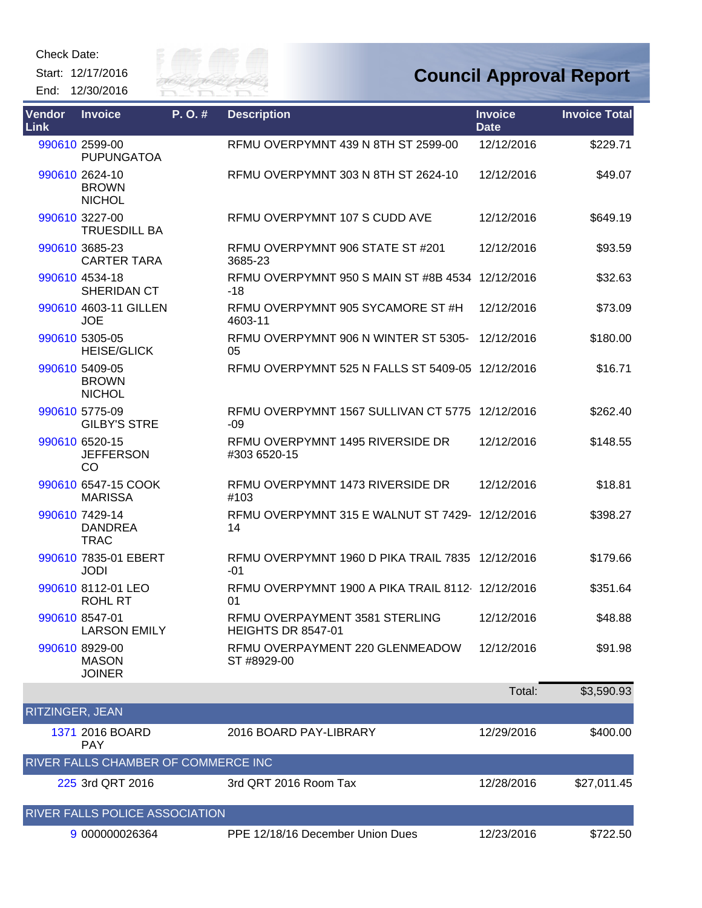Check Date:

Start: 12/17/2016

End: 12/30/2016

# Council Approval Report

| Vendor Link | Invoice | P. O. # | Description | Invoice Date | Invoice Total |
|---|---|---|---|---|---|
| 990610 | 2599-00 PUPUNGATOA | | RFMU OVERPYMNT 439 N 8TH ST 2599-00 | 12/12/2016 | $229.71 |
| 990610 | 2624-10 BROWN NICHOL | | RFMU OVERPYMNT 303 N 8TH ST 2624-10 | 12/12/2016 | $49.07 |
| 990610 | 3227-00 TRUESDILL BA | | RFMU OVERPYMNT 107 S CUDD AVE | 12/12/2016 | $649.19 |
| 990610 | 3685-23 CARTER TARA | | RFMU OVERPYMNT 906 STATE ST #201 3685-23 | 12/12/2016 | $93.59 |
| 990610 | 4534-18 SHERIDAN CT | | RFMU OVERPYMNT 950 S MAIN ST #8B 4534 -18 | 12/12/2016 | $32.63 |
| 990610 | 4603-11 GILLEN JOE | | RFMU OVERPYMNT 905 SYCAMORE ST #H 4603-11 | 12/12/2016 | $73.09 |
| 990610 | 5305-05 HEISE/GLICK | | RFMU OVERPYMNT 906 N WINTER ST 5305-05 | 12/12/2016 | $180.00 |
| 990610 | 5409-05 BROWN NICHOL | | RFMU OVERPYMNT 525 N FALLS ST 5409-05 | 12/12/2016 | $16.71 |
| 990610 | 5775-09 GILBY'S STRE | | RFMU OVERPYMNT 1567 SULLIVAN CT 5775 -09 | 12/12/2016 | $262.40 |
| 990610 | 6520-15 JEFFERSON CO | | RFMU OVERPYMNT 1495 RIVERSIDE DR #303 6520-15 | 12/12/2016 | $148.55 |
| 990610 | 6547-15 COOK MARISSA | | RFMU OVERPYMNT 1473 RIVERSIDE DR #103 | 12/12/2016 | $18.81 |
| 990610 | 7429-14 DANDREA TRAC | | RFMU OVERPYMNT 315 E WALNUT ST 7429-14 | 12/12/2016 | $398.27 |
| 990610 | 7835-01 EBERT JODI | | RFMU OVERPYMNT 1960 D PIKA TRAIL 7835 -01 | 12/12/2016 | $179.66 |
| 990610 | 8112-01 LEO ROHL RT | | RFMU OVERPYMNT 1900 A PIKA TRAIL 8112-01 | 12/12/2016 | $351.64 |
| 990610 | 8547-01 LARSON EMILY | | RFMU OVERPAYMENT 3581 STERLING HEIGHTS DR 8547-01 | 12/12/2016 | $48.88 |
| 990610 | 8929-00 MASON JOINER | | RFMU OVERPAYMENT 220 GLENMEADOW ST #8929-00 | 12/12/2016 | $91.98 |
| | | | | Total: | $3,590.93 |
| **RITZINGER, JEAN** | | | | | |
| 1371 | 2016 BOARD PAY | | 2016 BOARD PAY-LIBRARY | 12/29/2016 | $400.00 |
| **RIVER FALLS CHAMBER OF COMMERCE INC** | | | | | |
| 225 | 3rd QRT 2016 | | 3rd QRT 2016 Room Tax | 12/28/2016 | $27,011.45 |
| **RIVER FALLS POLICE ASSOCIATION** | | | | | |
| 9 | 000000026364 | | PPE 12/18/16 December Union Dues | 12/23/2016 | $722.50 |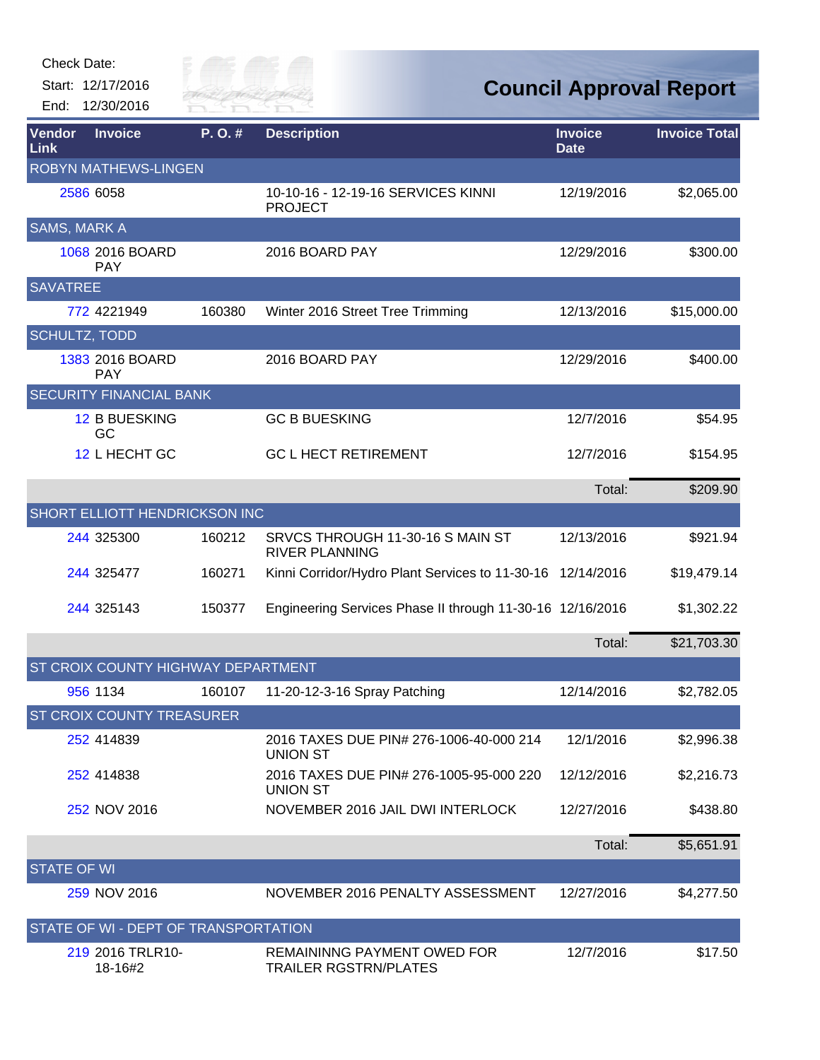Check Date:

Start: 12/17/2016

End: 12/30/2016

# Council Approval Report

| Vendor Link | Invoice | P. O. # | Description | Invoice Date | Invoice Total |
|---|---|---|---|---|---|
| ROBYN MATHEWS-LINGEN | | | | | |
| 2586 | 6058 | | 10-10-16 - 12-19-16 SERVICES KINNI PROJECT | 12/19/2016 | $2,065.00 |
| SAMS, MARK A | | | | | |
| 1068 | 2016 BOARD PAY | | 2016 BOARD PAY | 12/29/2016 | $300.00 |
| SAVATREE | | | | | |
| 772 | 4221949 | 160380 | Winter 2016 Street Tree Trimming | 12/13/2016 | $15,000.00 |
| SCHULTZ, TODD | | | | | |
| 1383 | 2016 BOARD PAY | | 2016 BOARD PAY | 12/29/2016 | $400.00 |
| SECURITY FINANCIAL BANK | | | | | |
| 12 | B BUESKING GC | | GC B BUESKING | 12/7/2016 | $54.95 |
| 12 | L HECHT GC | | GC L HECT RETIREMENT | 12/7/2016 | $154.95 |
| | | | | Total: | $209.90 |
| SHORT ELLIOTT HENDRICKSON INC | | | | | |
| 244 | 325300 | 160212 | SRVCS THROUGH 11-30-16 S MAIN ST RIVER PLANNING | 12/13/2016 | $921.94 |
| 244 | 325477 | 160271 | Kinni Corridor/Hydro Plant Services to 11-30-16 | 12/14/2016 | $19,479.14 |
| 244 | 325143 | 150377 | Engineering Services Phase II through 11-30-16 | 12/16/2016 | $1,302.22 |
| | | | | Total: | $21,703.30 |
| ST CROIX COUNTY HIGHWAY DEPARTMENT | | | | | |
| 956 | 1134 | 160107 | 11-20-12-3-16 Spray Patching | 12/14/2016 | $2,782.05 |
| ST CROIX COUNTY TREASURER | | | | | |
| 252 | 414839 | | 2016 TAXES DUE PIN# 276-1006-40-000 214 UNION ST | 12/1/2016 | $2,996.38 |
| 252 | 414838 | | 2016 TAXES DUE PIN# 276-1005-95-000 220 UNION ST | 12/12/2016 | $2,216.73 |
| 252 | NOV 2016 | | NOVEMBER 2016 JAIL DWI INTERLOCK | 12/27/2016 | $438.80 |
| | | | | Total: | $5,651.91 |
| STATE OF WI | | | | | |
| 259 | NOV 2016 | | NOVEMBER 2016 PENALTY ASSESSMENT | 12/27/2016 | $4,277.50 |
| STATE OF WI - DEPT OF TRANSPORTATION | | | | | |
| 219 | 2016 TRLR10-18-16#2 | | REMAININNG PAYMENT OWED FOR TRAILER RGSTRN/PLATES | 12/7/2016 | $17.50 |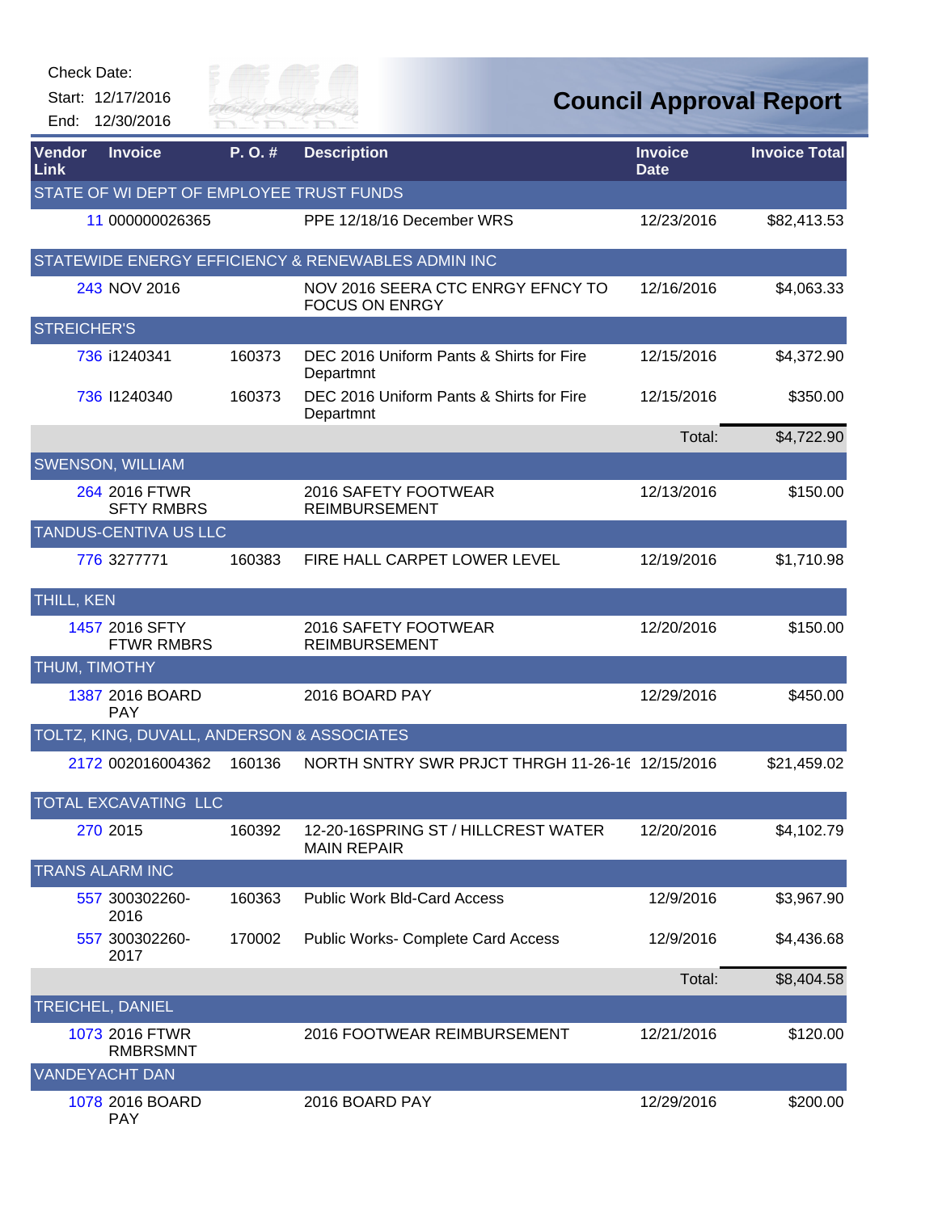Check Date:

Start: 12/17/2016

End: 12/30/2016

# Council Approval Report

| Vendor Link | Invoice | P. O. # | Description | Invoice Date | Invoice Total |
|---|---|---|---|---|---|
| STATE OF WI DEPT OF EMPLOYEE TRUST FUNDS | | | | | |
| 11 | 000000026365 | | PPE 12/18/16 December WRS | 12/23/2016 | $82,413.53 |
| STATEWIDE ENERGY EFFICIENCY & RENEWABLES ADMIN INC | | | | | |
| 243 | NOV 2016 | | NOV 2016 SEERA CTC ENRGY EFNCY TO FOCUS ON ENRGY | 12/16/2016 | $4,063.33 |
| STREICHER'S | | | | | |
| 736 | i1240341 | 160373 | DEC 2016 Uniform Pants & Shirts for Fire Departmnt | 12/15/2016 | $4,372.90 |
| 736 | I1240340 | 160373 | DEC 2016 Uniform Pants & Shirts for Fire Departmnt | 12/15/2016 | $350.00 |
| | | | | Total: | $4,722.90 |
| SWENSON, WILLIAM | | | | | |
| 264 | 2016 FTWR SFTY RMBRS | | 2016 SAFETY FOOTWEAR REIMBURSEMENT | 12/13/2016 | $150.00 |
| TANDUS-CENTIVA US LLC | | | | | |
| 776 | 3277771 | 160383 | FIRE HALL CARPET LOWER LEVEL | 12/19/2016 | $1,710.98 |
| THILL, KEN | | | | | |
| 1457 | 2016 SFTY FTWR RMBRS | | 2016 SAFETY FOOTWEAR REIMBURSEMENT | 12/20/2016 | $150.00 |
| THUM, TIMOTHY | | | | | |
| 1387 | 2016 BOARD PAY | | 2016 BOARD PAY | 12/29/2016 | $450.00 |
| TOLTZ, KING, DUVALL, ANDERSON & ASSOCIATES | | | | | |
| 2172 | 002016004362 | 160136 | NORTH SNTRY SWR PRJCT THRGH 11-26-16 | 12/15/2016 | $21,459.02 |
| TOTAL EXCAVATING LLC | | | | | |
| 270 | 2015 | 160392 | 12-20-16SPRING ST / HILLCREST WATER MAIN REPAIR | 12/20/2016 | $4,102.79 |
| TRANS ALARM INC | | | | | |
| 557 | 300302260-2016 | 160363 | Public Work Bld-Card Access | 12/9/2016 | $3,967.90 |
| 557 | 300302260-2017 | 170002 | Public Works- Complete Card Access | 12/9/2016 | $4,436.68 |
| | | | | Total: | $8,404.58 |
| TREICHEL, DANIEL | | | | | |
| 1073 | 2016 FTWR RMBRSMNT | | 2016 FOOTWEAR REIMBURSEMENT | 12/21/2016 | $120.00 |
| VANDEYACHT DAN | | | | | |
| 1078 | 2016 BOARD PAY | | 2016 BOARD PAY | 12/29/2016 | $200.00 |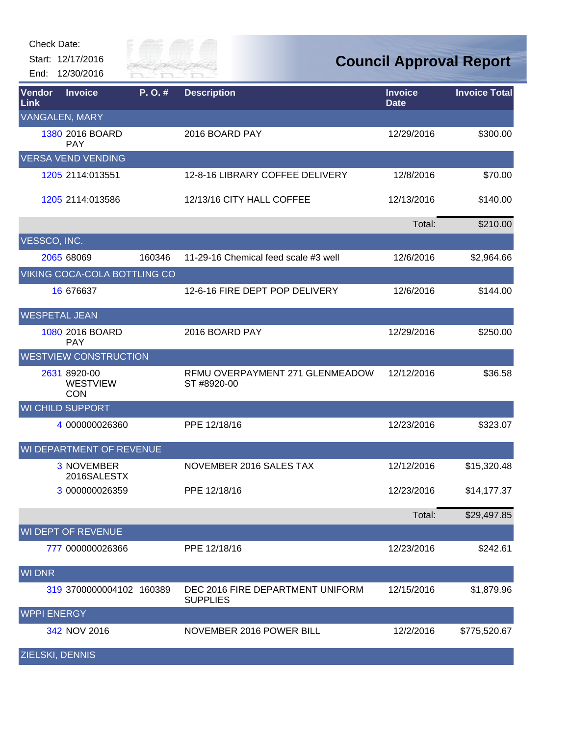Check Date:

Start: 12/17/2016

End: 12/30/2016

# Council Approval Report

| Vendor Link | Invoice | P. O. # | Description | Invoice Date | Invoice Total |
|---|---|---|---|---|---|
| VANGALEN, MARY | | | | | |
| 1380 | 2016 BOARD PAY | | 2016 BOARD PAY | 12/29/2016 | $300.00 |
| VERSA VEND VENDING | | | | | |
| 1205 | 2114:013551 | | 12-8-16 LIBRARY COFFEE DELIVERY | 12/8/2016 | $70.00 |
| 1205 | 2114:013586 | | 12/13/16 CITY HALL COFFEE | 12/13/2016 | $140.00 |
| | | | | Total: | $210.00 |
| VESSCO, INC. | | | | | |
| 2065 | 68069 | 160346 | 11-29-16 Chemical feed scale #3 well | 12/6/2016 | $2,964.66 |
| VIKING COCA-COLA BOTTLING CO | | | | | |
| 16 | 676637 | | 12-6-16 FIRE DEPT POP DELIVERY | 12/6/2016 | $144.00 |
| WESPETAL JEAN | | | | | |
| 1080 | 2016 BOARD PAY | | 2016 BOARD PAY | 12/29/2016 | $250.00 |
| WESTVIEW CONSTRUCTION | | | | | |
| 2631 | 8920-00 WESTVIEW CON | | RFMU OVERPAYMENT 271 GLENMEADOW ST #8920-00 | 12/12/2016 | $36.58 |
| WI CHILD SUPPORT | | | | | |
| 4 | 000000026360 | | PPE 12/18/16 | 12/23/2016 | $323.07 |
| WI DEPARTMENT OF REVENUE | | | | | |
| 3 | NOVEMBER 2016SALESTX | | NOVEMBER 2016 SALES TAX | 12/12/2016 | $15,320.48 |
| 3 | 000000026359 | | PPE 12/18/16 | 12/23/2016 | $14,177.37 |
| | | | | Total: | $29,497.85 |
| WI DEPT OF REVENUE | | | | | |
| 777 | 000000026366 | | PPE 12/18/16 | 12/23/2016 | $242.61 |
| WI DNR | | | | | |
| 319 | 3700000004102 | 160389 | DEC 2016 FIRE DEPARTMENT UNIFORM SUPPLIES | 12/15/2016 | $1,879.96 |
| WPPI ENERGY | | | | | |
| 342 | NOV 2016 | | NOVEMBER 2016 POWER BILL | 12/2/2016 | $775,520.67 |
| ZIELSKI, DENNIS | | | | | |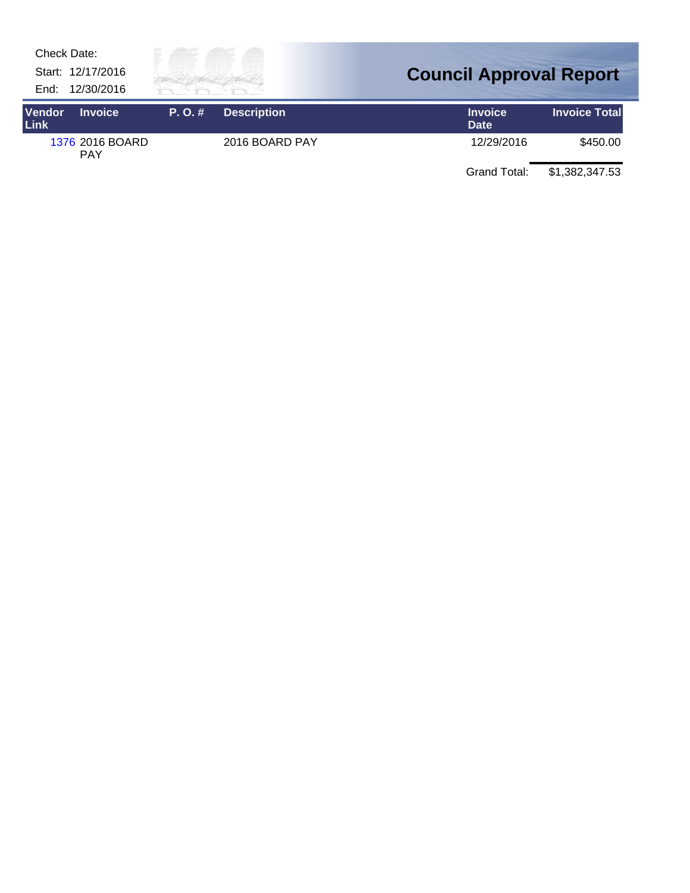Check Date:

Start: 12/17/2016

End: 12/30/2016

# Council Approval Report

| Vendor Link | Invoice | P. O. # | Description | Invoice Date | Invoice Total |
|---|---|---|---|---|---|
| 1376 | 2016 BOARD PAY | | 2016 BOARD PAY | 12/29/2016 | $450.00 |
| | | | | Grand Total: | $1,382,347.53 |